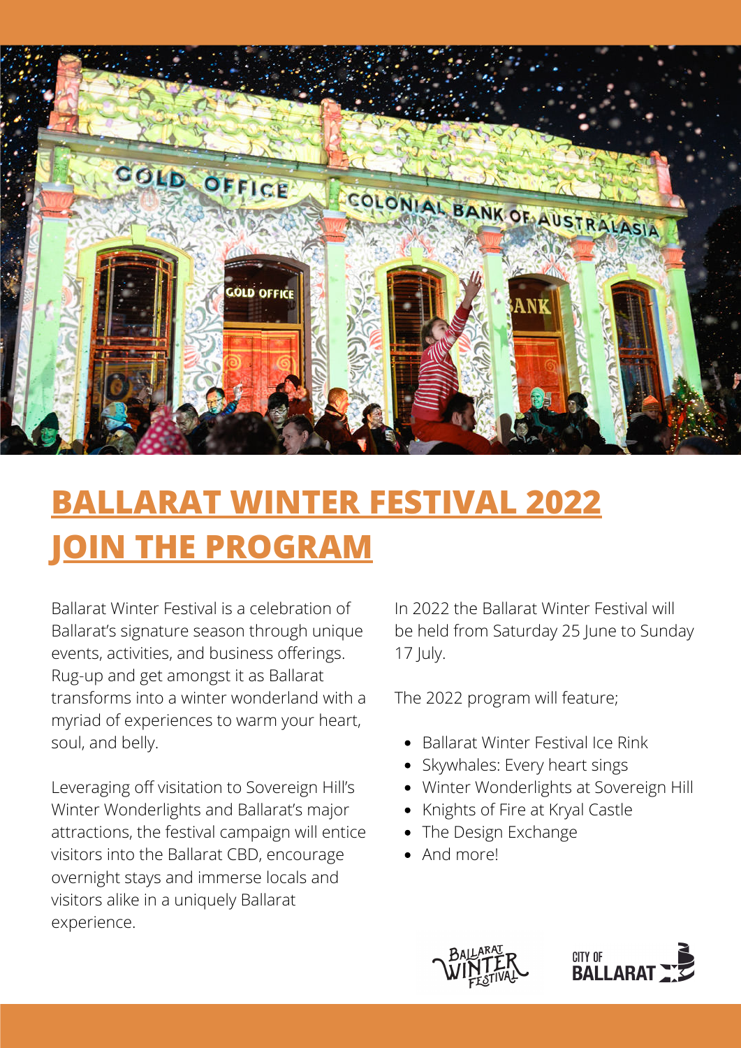# BALLARAT WINTER FESTIVAL 2022 JOIN THE PROGRAM

Ballarat Winter Festival is a celebration of Ballarat's signature season through unique events, activities, and business offerings. Rug-up and get amongst it as Ballarat transforms into a winter wonderland with a myriad of experiences to warm your heart, soul, and belly.

Leveraging off visitation to Sovereign Hill's Winter Wonderlights and Ballarat's major attractions, the festival campaign will entice visitors into the Ballarat CBD, encourage overnight stays and immerse locals and visitors alike in a uniquely Ballarat experience.

In 2022 the Ballarat Winter Festival will be held from Saturday 25 June to Sunday 17 July.

The 2022 program will feature;

- Ballarat Winter Festival Ice Rink
- Skywhales: Every heart sings
- Winter Wonderlights at Sovereign Hill
- Knights of Fire at Kryal Castle
- The Design Exchange
- And more!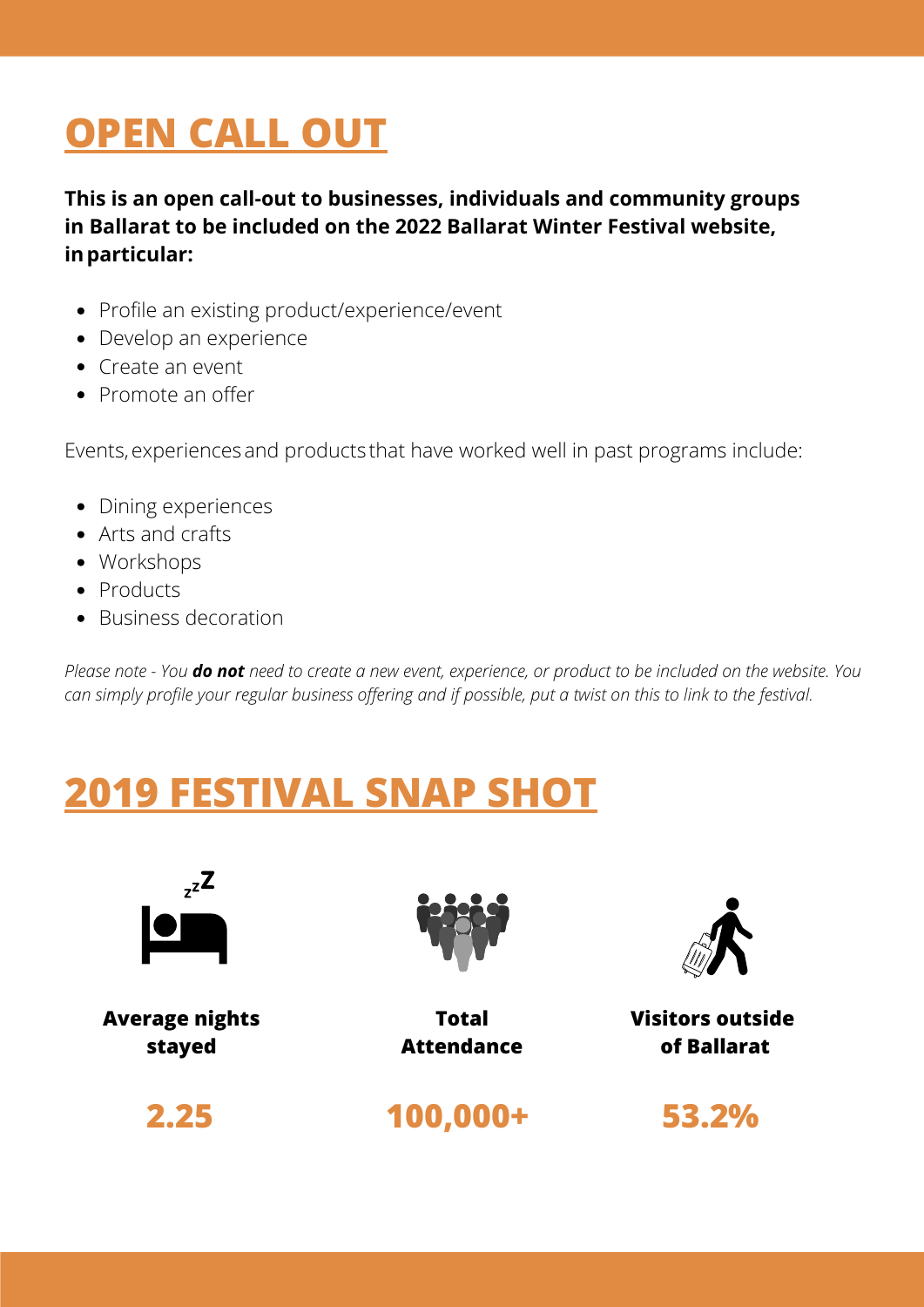# OPEN CALL OUT

**This is an open call-out to businesses, individuals and community groups in Ballarat to be included on the 2022 Ballarat Winter Festival website, in particular:**

- Profile an existing product/experience/event
- Develop an experience
- Create an event
- Promote an offer

Events, experiences and products that have worked well in past programs include:

- Dining experiences
- Arts and crafts
- Workshops
- Products
- Business decoration

*Please note - You* ***do not*** *need to create a new event, experience, or product to be included on the website. You can simply profile your regular business offering and if possible, put a twist on this to link to the festival.*

# 2019 FESTIVAL SNAP SHOT

| Average nights stayed | Total Attendance | Visitors outside of Ballarat |
|---|---|---|
| **2.25** | **100,000+** | **53.2%** |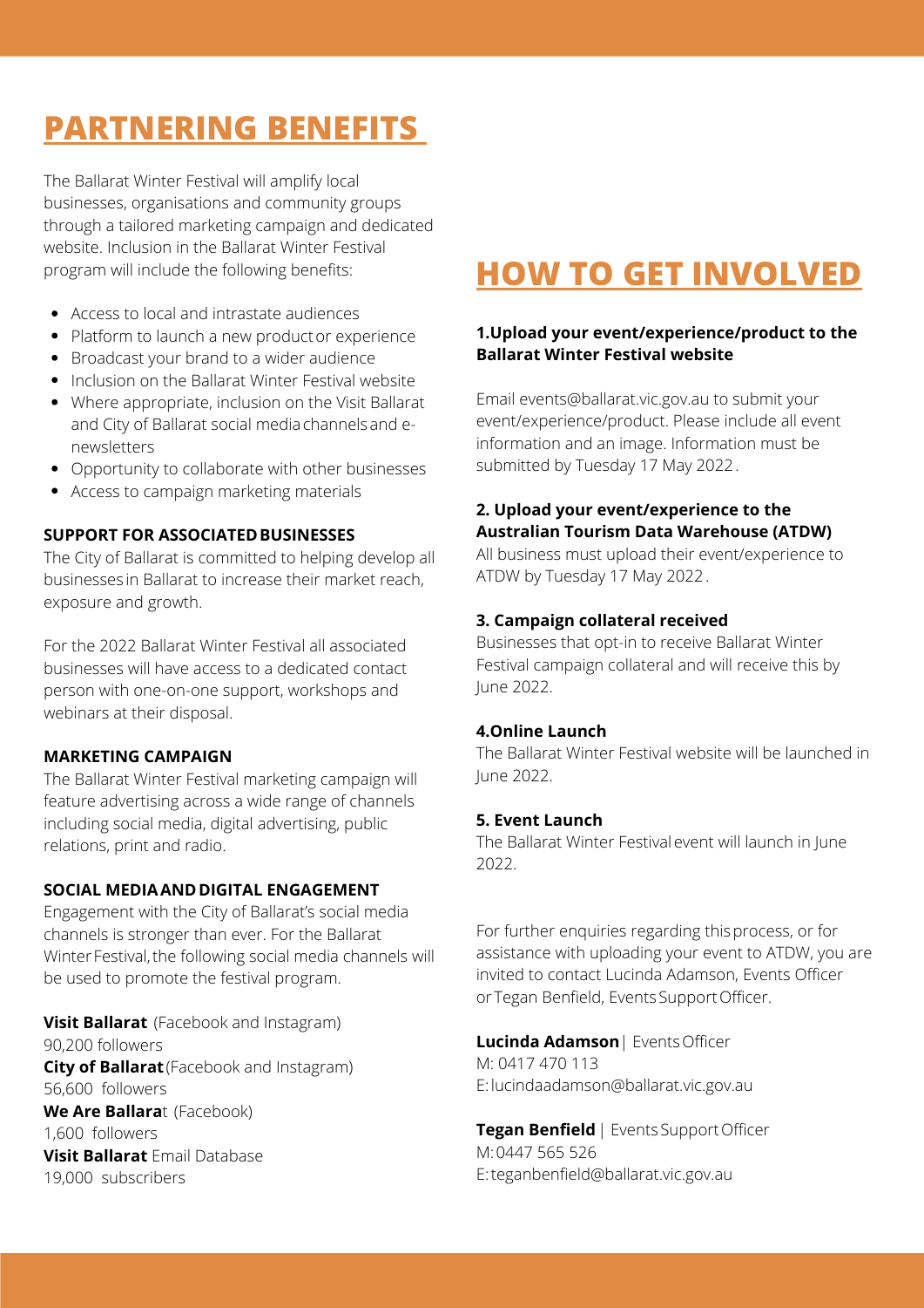# PARTNERING BENEFITS

The Ballarat Winter Festival will amplify local businesses, organisations and community groups through a tailored marketing campaign and dedicated website. Inclusion in the Ballarat Winter Festival program will include the following benefits:

- Access to local and intrastate audiences
- Platform to launch a new product or experience
- Broadcast your brand to a wider audience
- Inclusion on the Ballarat Winter Festival website
- Where appropriate, inclusion on the Visit Ballarat and City of Ballarat social media channels and e-newsletters
- Opportunity to collaborate with other businesses
- Access to campaign marketing materials

### SUPPORT FOR ASSOCIATED BUSINESSES

The City of Ballarat is committed to helping develop all businesses in Ballarat to increase their market reach, exposure and growth.

For the 2022 Ballarat Winter Festival all associated businesses will have access to a dedicated contact person with one-on-one support, workshops and webinars at their disposal.

### MARKETING CAMPAIGN

The Ballarat Winter Festival marketing campaign will feature advertising across a wide range of channels including social media, digital advertising, public relations, print and radio.

### SOCIAL MEDIA AND DIGITAL ENGAGEMENT

Engagement with the City of Ballarat's social media channels is stronger than ever. For the Ballarat Winter Festival, the following social media channels will be used to promote the festival program.

**Visit Ballarat** (Facebook and Instagram)
90,200 followers
**City of Ballarat** (Facebook and Instagram)
56,600 followers
**We Are Ballara**t (Facebook)
1,600 followers
**Visit Ballarat** Email Database
19,000 subscribers

# HOW TO GET INVOLVED

**1.Upload your event/experience/product to the Ballarat Winter Festival website**

Email events@ballarat.vic.gov.au to submit your event/experience/product. Please include all event information and an image. Information must be submitted by Tuesday 17 May 2022.

**2. Upload your event/experience to the Australian Tourism Data Warehouse (ATDW)**

All business must upload their event/experience to ATDW by Tuesday 17 May 2022.

**3. Campaign collateral received**

Businesses that opt-in to receive Ballarat Winter Festival campaign collateral and will receive this by June 2022.

**4.Online Launch**

The Ballarat Winter Festival website will be launched in June 2022.

**5. Event Launch**

The Ballarat Winter Festival event will launch in June 2022.

For further enquiries regarding this process, or for assistance with uploading your event to ATDW, you are invited to contact Lucinda Adamson, Events Officer or Tegan Benfield, Events Support Officer.

**Lucinda Adamson** | Events Officer
M: 0417 470 113
E: lucindaadamson@ballarat.vic.gov.au

**Tegan Benfield** | Events Support Officer
M: 0447 565 526
E: teganbenfield@ballarat.vic.gov.au